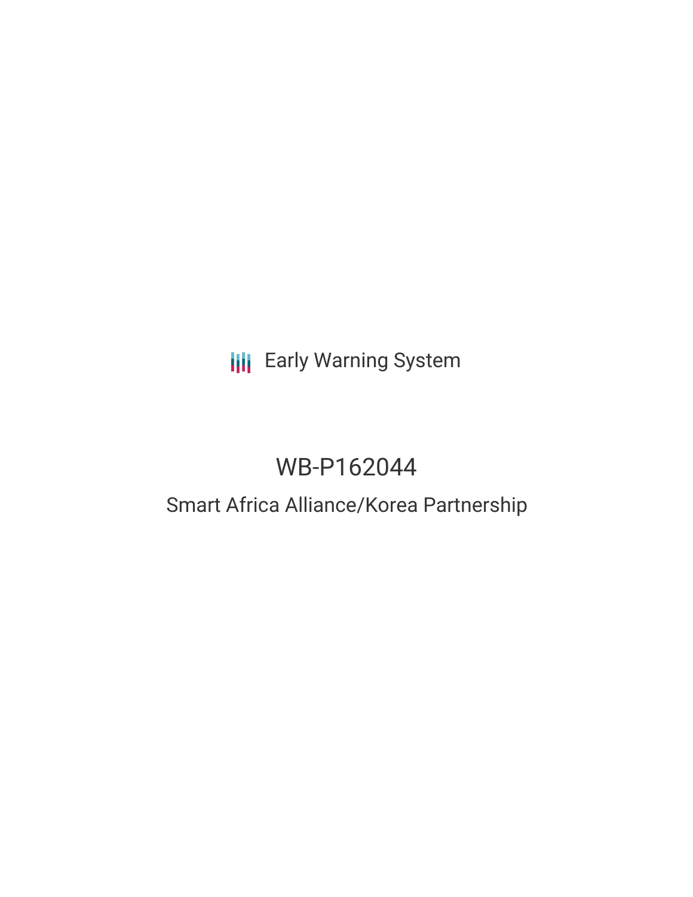Early Warning System

# WB-P162044

## Smart Africa Alliance/Korea Partnership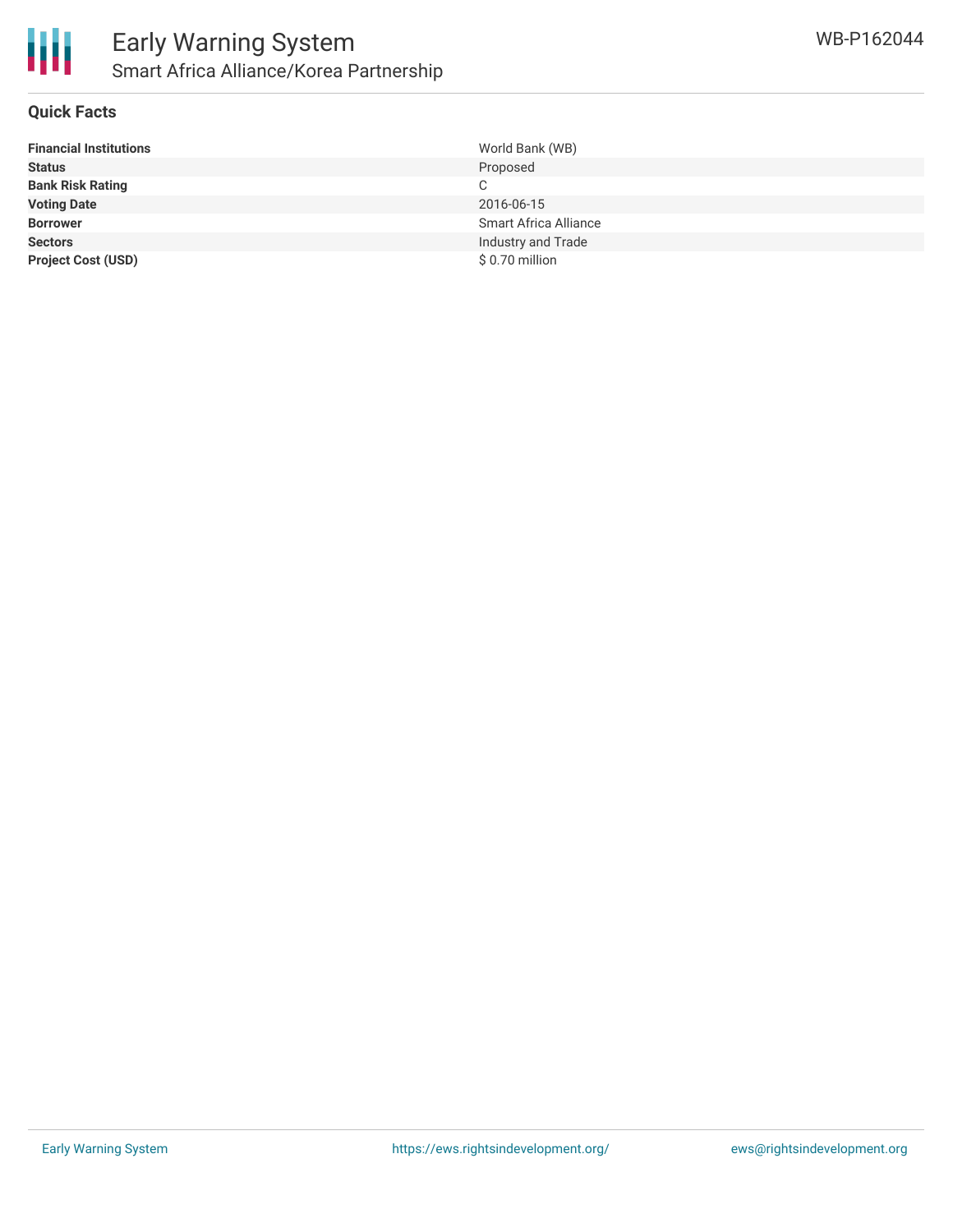# Early Warning System

## Smart Africa Alliance/Korea Partnership

WB-P162044

### Quick Facts

| | |
|---|---|
| **Financial Institutions** | World Bank (WB) |
| **Status** | Proposed |
| **Bank Risk Rating** | C |
| **Voting Date** | 2016-06-15 |
| **Borrower** | Smart Africa Alliance |
| **Sectors** | Industry and Trade |
| **Project Cost (USD)** | $ 0.70 million |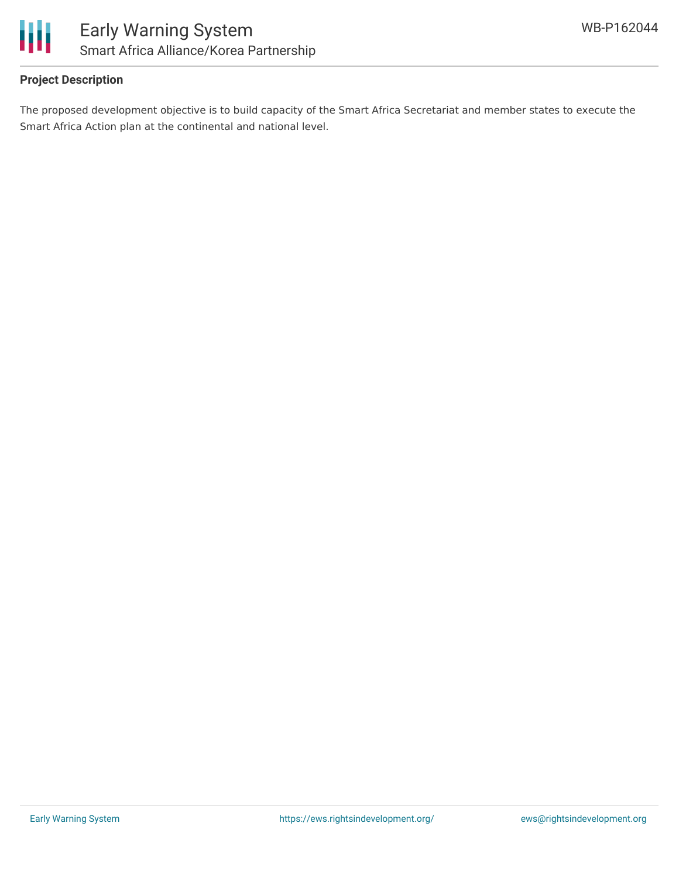**Project Description**

The proposed development objective is to build capacity of the Smart Africa Secretariat and member states to execute the Smart Africa Action plan at the continental and national level.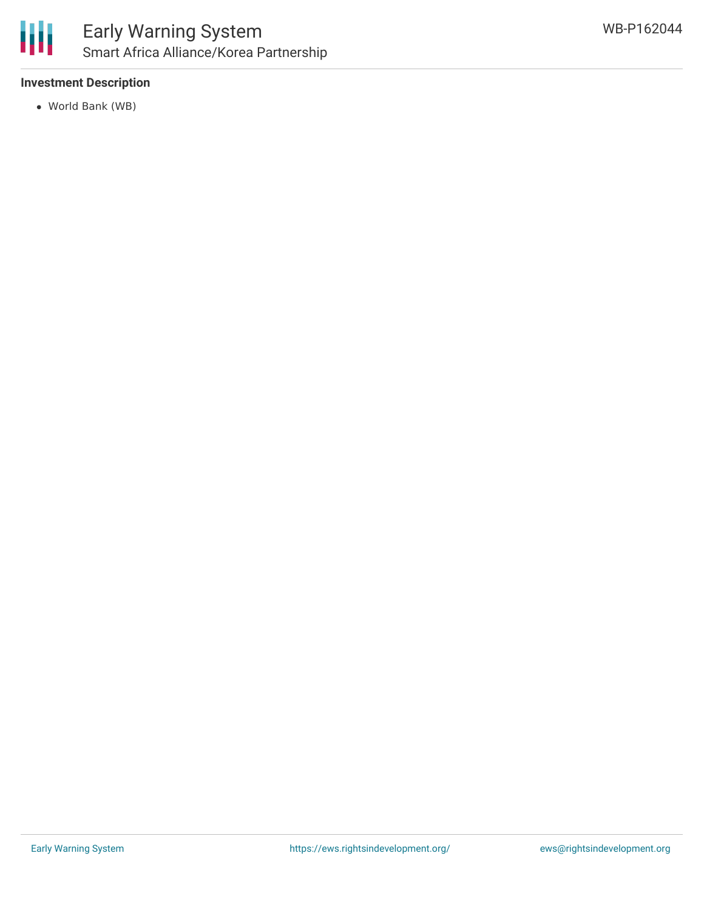### Investment Description

- World Bank (WB)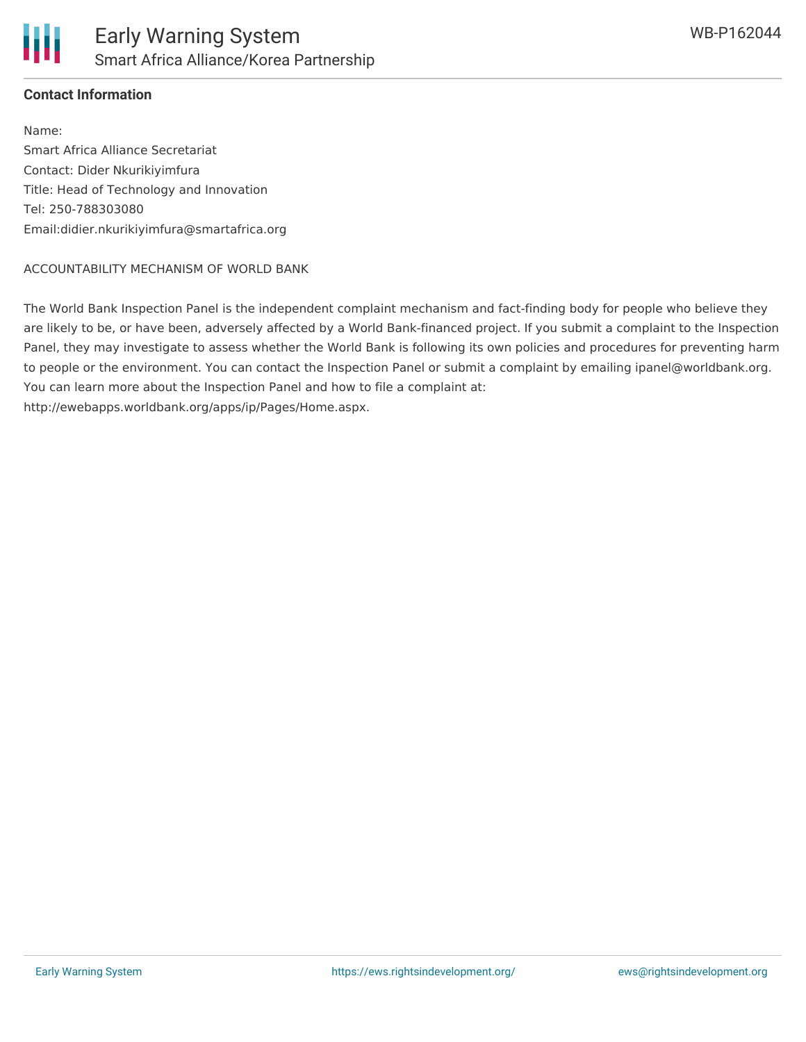## Contact Information

Name:
Smart Africa Alliance Secretariat
Contact: Dider Nkurikiyimfura
Title: Head of Technology and Innovation
Tel: 250-788303080
Email:didier.nkurikiyimfura@smartafrica.org

ACCOUNTABILITY MECHANISM OF WORLD BANK

The World Bank Inspection Panel is the independent complaint mechanism and fact-finding body for people who believe they are likely to be, or have been, adversely affected by a World Bank-financed project. If you submit a complaint to the Inspection Panel, they may investigate to assess whether the World Bank is following its own policies and procedures for preventing harm to people or the environment. You can contact the Inspection Panel or submit a complaint by emailing ipanel@worldbank.org. You can learn more about the Inspection Panel and how to file a complaint at: http://ewebapps.worldbank.org/apps/ip/Pages/Home.aspx.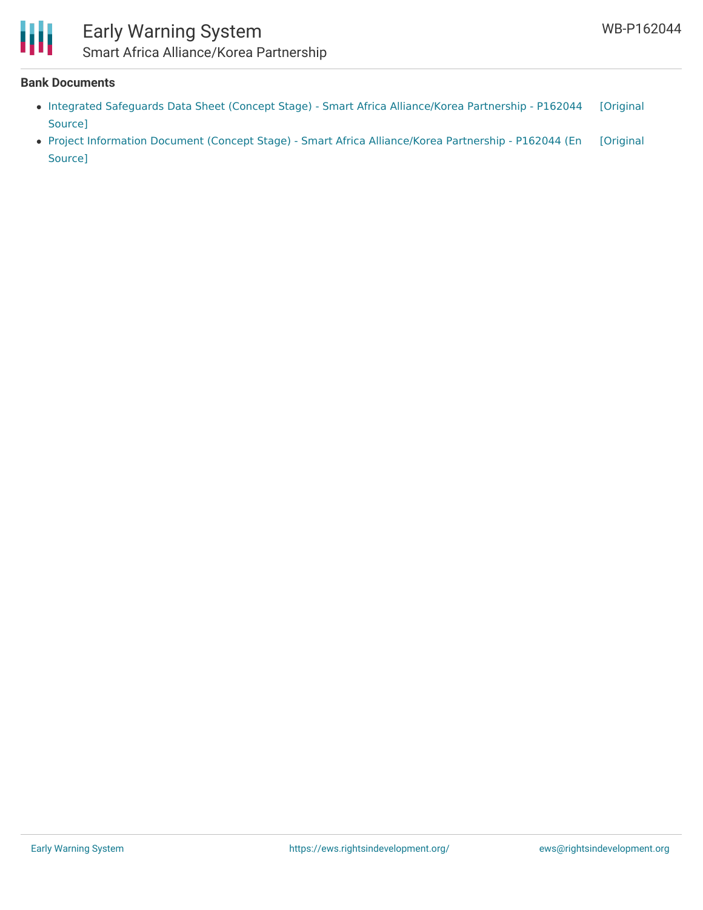**Bank Documents**

- Integrated Safeguards Data Sheet (Concept Stage) - Smart Africa Alliance/Korea Partnership - P162044 [Original Source]
- Project Information Document (Concept Stage) - Smart Africa Alliance/Korea Partnership - P162044 (En [Original Source]